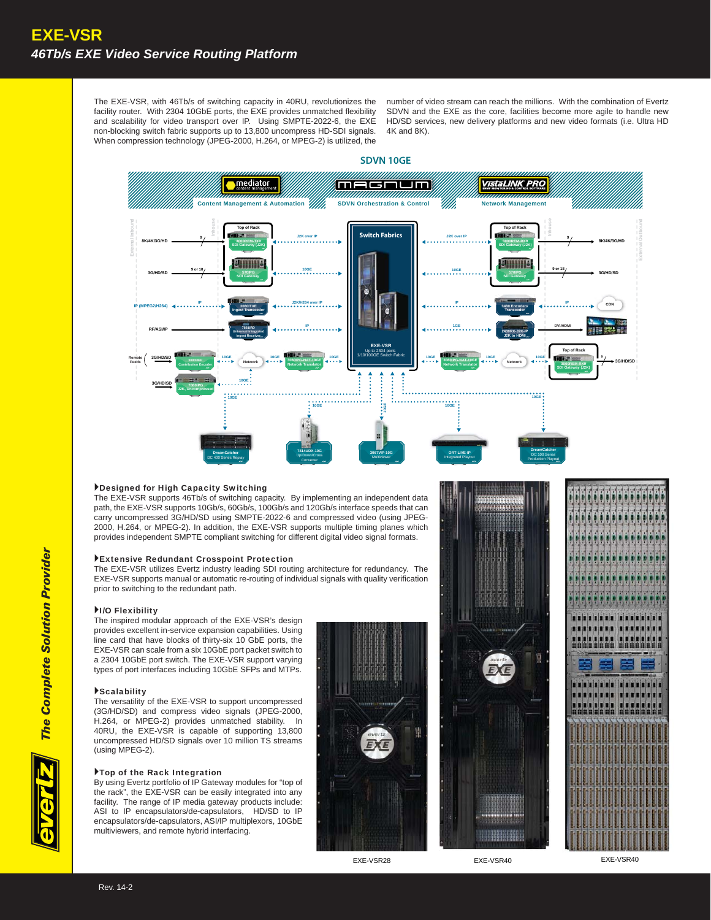# EXE-VSR

## *46Tb/s EXE Video Service Routing Platform*

The EXE-VSR, with 46Tb/s of switching capacity in 40RU, revolutionizes the facility router. With 2304 10GbE ports, the EXE provides unmatched flexibility and scalability for video transport over IP. Using SMPTE-2022-6, the EXE non-blocking switch fabric supports up to 13,800 uncompress HD-SDI signals. When compression technology (JPEG-2000, H.264, or MPEG-2) is utilized, the number of video stream can reach the millions. With the combination of Evertz SDVN and the EXE as the core, facilities become more agile to handle new HD/SD services, new delivery platforms and new video formats (i.e. Ultra HD 4K and 8K).

### Designed for High Capacity Switching

The EXE-VSR supports 46Tb/s of switching capacity. By implementing an independent data path, the EXE-VSR supports 10Gb/s, 60Gb/s, 100Gb/s and 120Gb/s interface speeds that can carry uncompressed 3G/HD/SD using SMPTE-2022-6 and compressed video (using JPEG-2000, H.264, or MPEG-2). In addition, the EXE-VSR supports multiple timing planes which provides independent SMPTE compliant switching for different digital video signal formats.

### Extensive Redundant Crosspoint Protection

The EXE-VSR utilizes Evertz industry leading SDI routing architecture for redundancy. The EXE-VSR supports manual or automatic re-routing of individual signals with quality verification prior to switching to the redundant path.

### I/O Flexibility

The inspired modular approach of the EXE-VSR's design provides excellent in-service expansion capabilities. Using line card that have blocks of thirty-six 10 GbE ports, the EXE-VSR can scale from a six 10GbE port packet switch to a 2304 10GbE port switch. The EXE-VSR support varying types of port interfaces including 10GbE SFPs and MTPs.

### Scalability

The versatility of the EXE-VSR to support uncompressed (3G/HD/SD) and compress video signals (JPEG-2000, H.264, or MPEG-2) provides unmatched stability. In 40RU, the EXE-VSR is capable of supporting 13,800 uncompressed HD/SD signals over 10 million TS streams (using MPEG-2).

### Top of the Rack Integration

By using Evertz portfolio of IP Gateway modules for "top of the rack", the EXE-VSR can be easily integrated into any facility. The range of IP media gateway products include: ASI to IP encapsulators/de-capsulators, HD/SD to IP encapsulators/de-capsulators, ASI/IP multiplexors, 10GbE multiviewers, and remote hybrid interfacing.

EXE-VSR28

EXE-VSR40

EXE-VSR40

Rev. 14-2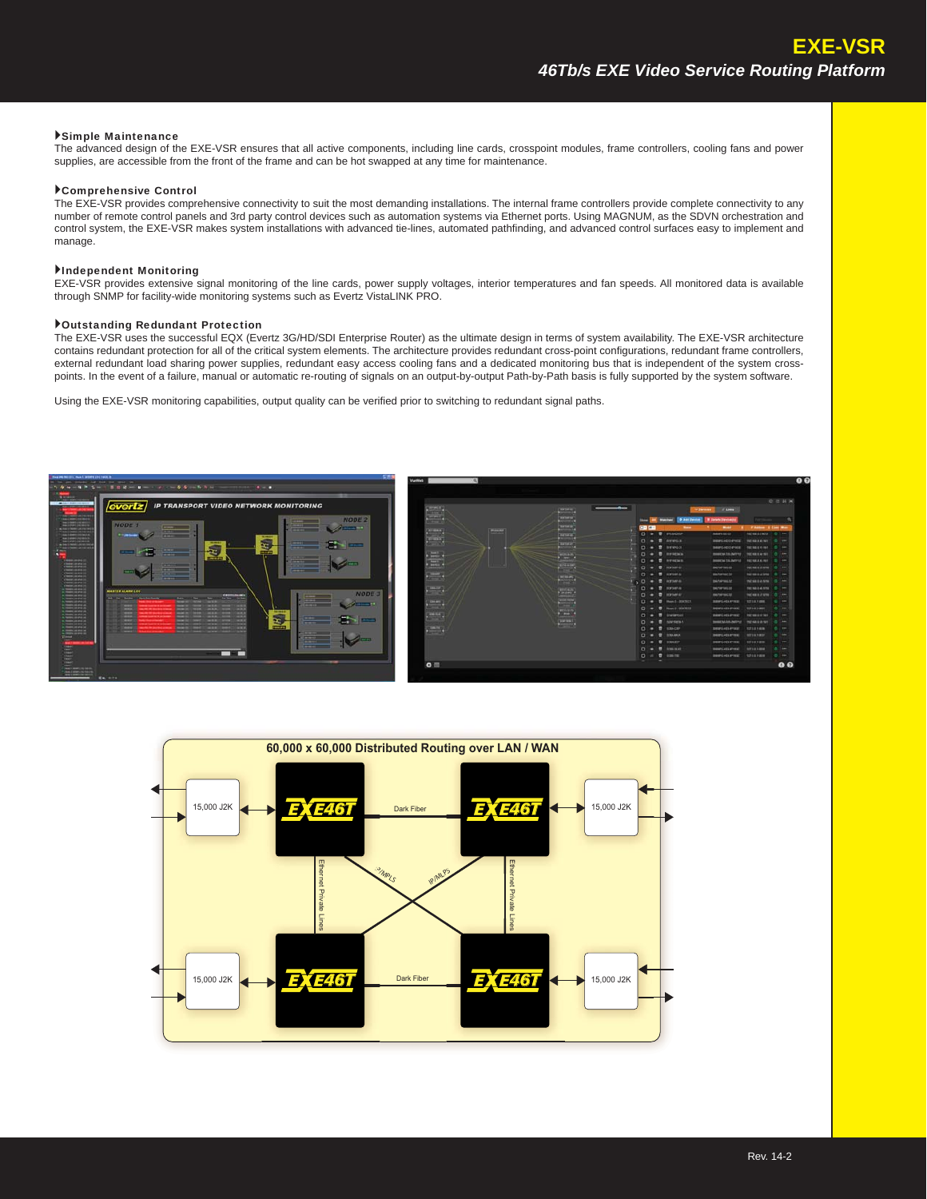## Simple Maintenance

The advanced design of the EXE-VSR ensures that all active components, including line cards, crosspoint modules, frame controllers, cooling fans and power supplies, are accessible from the front of the frame and can be hot swapped at any time for maintenance.

## Comprehensive Control

The EXE-VSR provides comprehensive connectivity to suit the most demanding installations. The internal frame controllers provide complete connectivity to any number of remote control panels and 3rd party control devices such as automation systems via Ethernet ports. Using MAGNUM, as the SDVN orchestration and control system, the EXE-VSR makes system installations with advanced tie-lines, automated pathfinding, and advanced control surfaces easy to implement and manage.

## Independent Monitoring

EXE-VSR provides extensive signal monitoring of the line cards, power supply voltages, interior temperatures and fan speeds. All monitored data is available through SNMP for facility-wide monitoring systems such as Evertz VistaLINK PRO.

## Outstanding Redundant Protection

The EXE-VSR uses the successful EQX (Evertz 3G/HD/SDI Enterprise Router) as the ultimate design in terms of system availability. The EXE-VSR architecture contains redundant protection for all of the critical system elements. The architecture provides redundant cross-point configurations, redundant frame controllers, external redundant load sharing power supplies, redundant easy access cooling fans and a dedicated monitoring bus that is independent of the system cross-points. In the event of a failure, manual or automatic re-routing of signals on an output-by-output Path-by-Path basis is fully supported by the system software.

Using the EXE-VSR monitoring capabilities, output quality can be verified prior to switching to redundant signal paths.

60,000 x 60,000 Distributed Routing over LAN / WAN

15,000 J2K
EXE46T
Dark Fiber
EXE46T
15,000 J2K
Ethernet Private Lines
IP/MPLS
IP/MPLS
Ethernet Private Lines
15,000 J2K
EXE46T
Dark Fiber
EXE46T
15,000 J2K